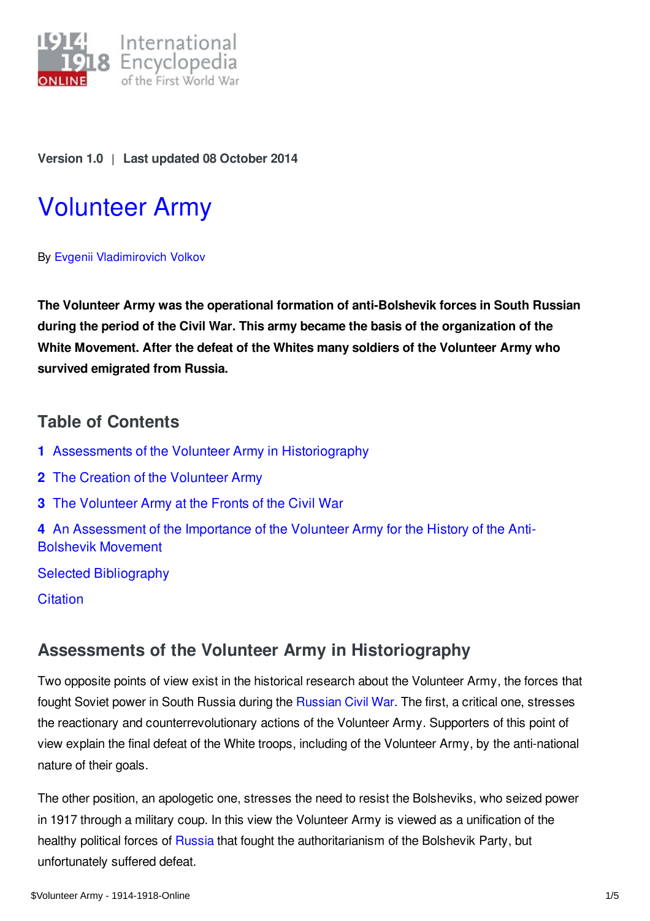Version 1.0 | Last updated 08 October 2014

# Volunteer Army

By Evgenii Vladimirovich Volkov

**The Volunteer Army was the operational formation of anti-Bolshevik forces in South Russian during the period of the Civil War. This army became the basis of the organization of the White Movement. After the defeat of the Whites many soldiers of the Volunteer Army who survived emigrated from Russia.**

## Table of Contents

1. Assessments of the Volunteer Army in Historiography
2. The Creation of the Volunteer Army
3. The Volunteer Army at the Fronts of the Civil War
4. An Assessment of the Importance of the Volunteer Army for the History of the Anti-Bolshevik Movement

Selected Bibliography

Citation

## Assessments of the Volunteer Army in Historiography

Two opposite points of view exist in the historical research about the Volunteer Army, the forces that fought Soviet power in South Russia during the Russian Civil War. The first, a critical one, stresses the reactionary and counterrevolutionary actions of the Volunteer Army. Supporters of this point of view explain the final defeat of the White troops, including of the Volunteer Army, by the anti-national nature of their goals.

The other position, an apologetic one, stresses the need to resist the Bolsheviks, who seized power in 1917 through a military coup. In this view the Volunteer Army is viewed as a unification of the healthy political forces of Russia that fought the authoritarianism of the Bolshevik Party, but unfortunately suffered defeat.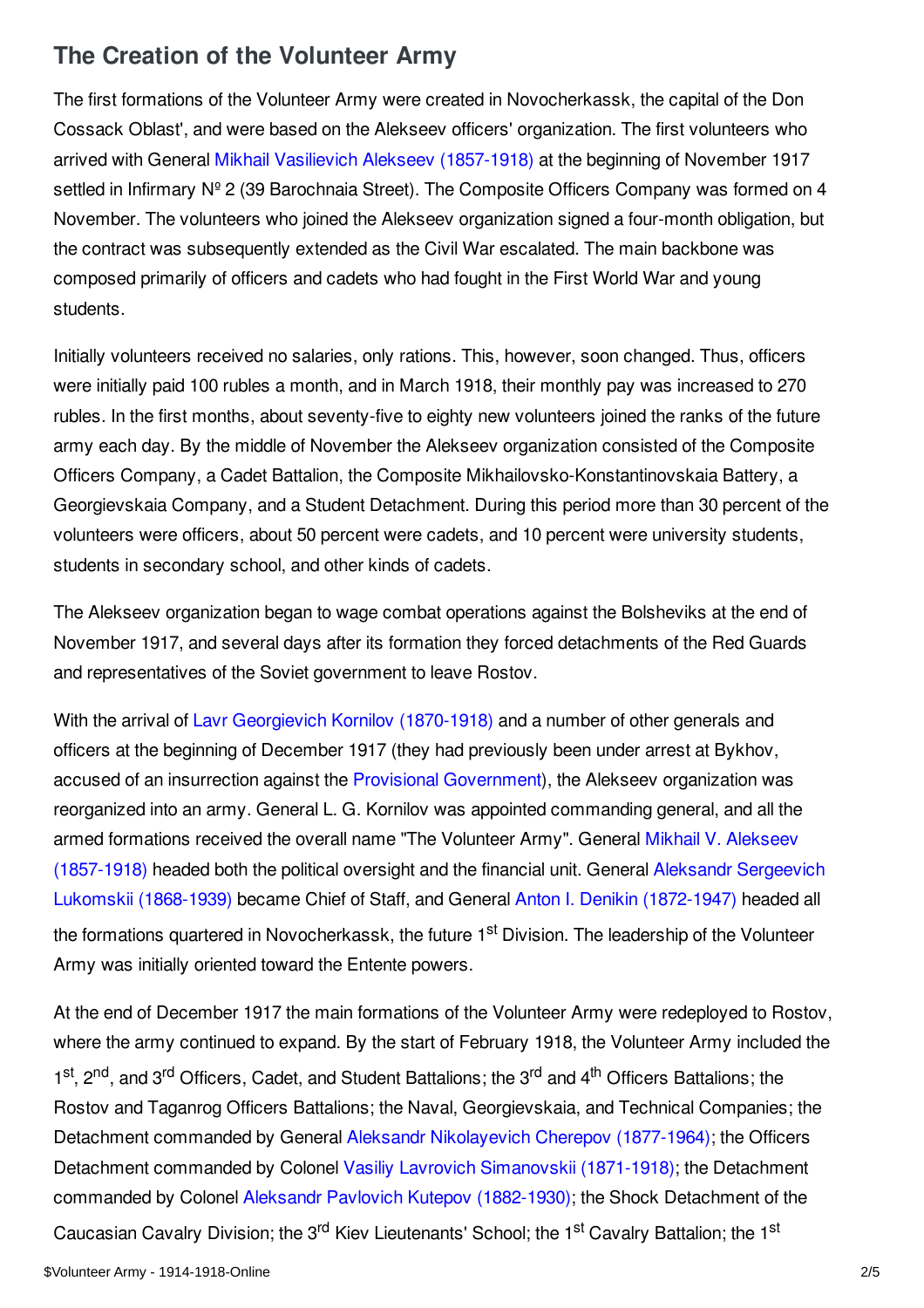## The Creation of the Volunteer Army

The first formations of the Volunteer Army were created in Novocherkassk, the capital of the Don Cossack Oblast', and were based on the Alekseev officers' organization. The first volunteers who arrived with General Mikhail Vasilievich Alekseev (1857-1918) at the beginning of November 1917 settled in Infirmary Nº 2 (39 Barochnaia Street). The Composite Officers Company was formed on 4 November. The volunteers who joined the Alekseev organization signed a four-month obligation, but the contract was subsequently extended as the Civil War escalated. The main backbone was composed primarily of officers and cadets who had fought in the First World War and young students.

Initially volunteers received no salaries, only rations. This, however, soon changed. Thus, officers were initially paid 100 rubles a month, and in March 1918, their monthly pay was increased to 270 rubles. In the first months, about seventy-five to eighty new volunteers joined the ranks of the future army each day. By the middle of November the Alekseev organization consisted of the Composite Officers Company, a Cadet Battalion, the Composite Mikhailovsko-Konstantinovskaia Battery, a Georgievskaia Company, and a Student Detachment. During this period more than 30 percent of the volunteers were officers, about 50 percent were cadets, and 10 percent were university students, students in secondary school, and other kinds of cadets.

The Alekseev organization began to wage combat operations against the Bolsheviks at the end of November 1917, and several days after its formation they forced detachments of the Red Guards and representatives of the Soviet government to leave Rostov.

With the arrival of Lavr Georgievich Kornilov (1870-1918) and a number of other generals and officers at the beginning of December 1917 (they had previously been under arrest at Bykhov, accused of an insurrection against the Provisional Government), the Alekseev organization was reorganized into an army. General L. G. Kornilov was appointed commanding general, and all the armed formations received the overall name "The Volunteer Army". General Mikhail V. Alekseev (1857-1918) headed both the political oversight and the financial unit. General Aleksandr Sergeevich Lukomskii (1868-1939) became Chief of Staff, and General Anton I. Denikin (1872-1947) headed all the formations quartered in Novocherkassk, the future 1st Division. The leadership of the Volunteer Army was initially oriented toward the Entente powers.

At the end of December 1917 the main formations of the Volunteer Army were redeployed to Rostov, where the army continued to expand. By the start of February 1918, the Volunteer Army included the 1st, 2nd, and 3rd Officers, Cadet, and Student Battalions; the 3rd and 4th Officers Battalions; the Rostov and Taganrog Officers Battalions; the Naval, Georgievskaia, and Technical Companies; the Detachment commanded by General Aleksandr Nikolayevich Cherepov (1877-1964); the Officers Detachment commanded by Colonel Vasiliy Lavrovich Simanovskii (1871-1918); the Detachment commanded by Colonel Aleksandr Pavlovich Kutepov (1882-1930); the Shock Detachment of the Caucasian Cavalry Division; the 3rd Kiev Lieutenants' School; the 1st Cavalry Battalion; the 1st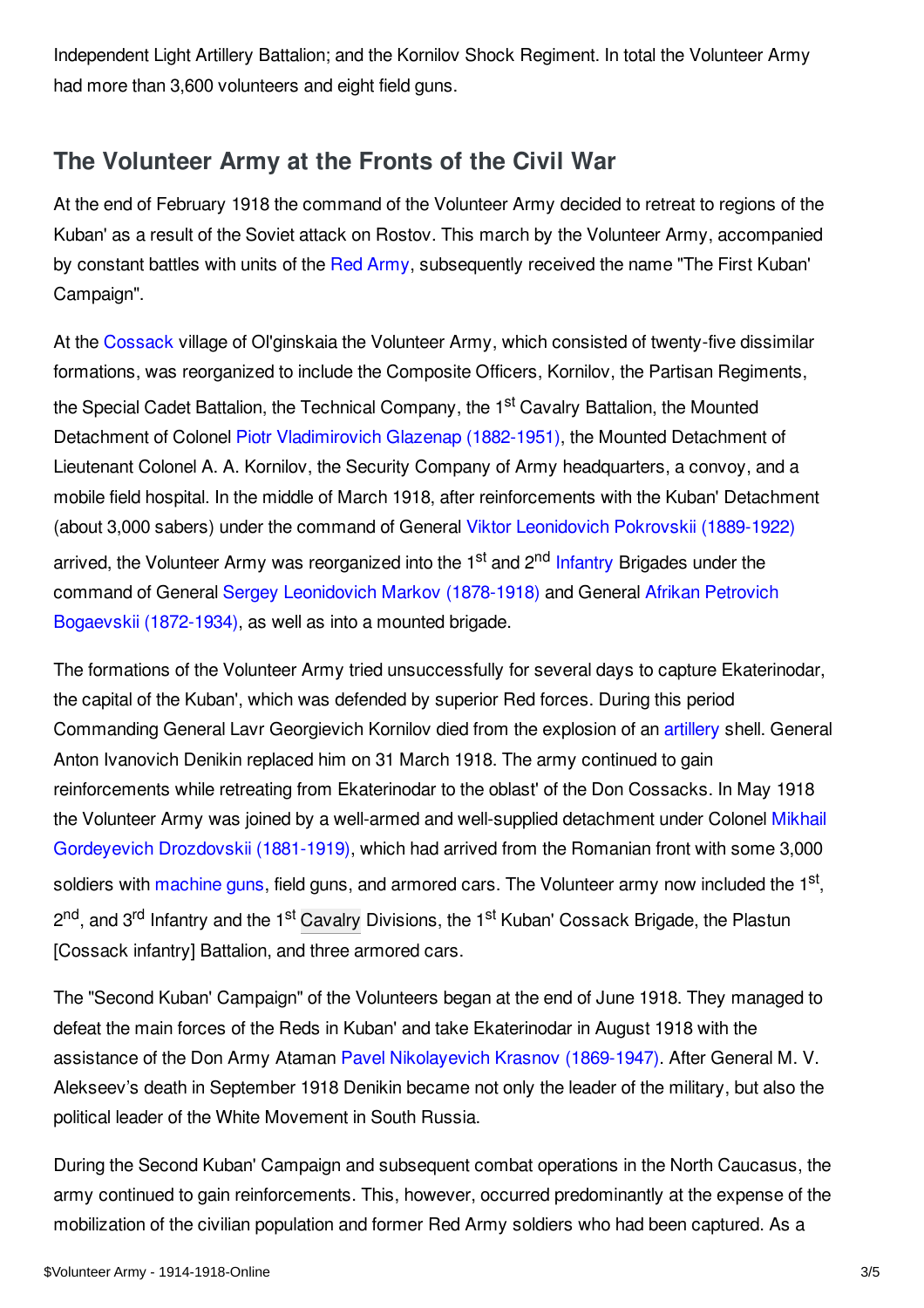Independent Light Artillery Battalion; and the Kornilov Shock Regiment. In total the Volunteer Army had more than 3,600 volunteers and eight field guns.

## The Volunteer Army at the Fronts of the Civil War

At the end of February 1918 the command of the Volunteer Army decided to retreat to regions of the Kuban' as a result of the Soviet attack on Rostov. This march by the Volunteer Army, accompanied by constant battles with units of the Red Army, subsequently received the name "The First Kuban' Campaign".

At the Cossack village of Ol'ginskaia the Volunteer Army, which consisted of twenty-five dissimilar formations, was reorganized to include the Composite Officers, Kornilov, the Partisan Regiments, the Special Cadet Battalion, the Technical Company, the 1st Cavalry Battalion, the Mounted Detachment of Colonel Piotr Vladimirovich Glazenap (1882-1951), the Mounted Detachment of Lieutenant Colonel A. A. Kornilov, the Security Company of Army headquarters, a convoy, and a mobile field hospital. In the middle of March 1918, after reinforcements with the Kuban' Detachment (about 3,000 sabers) under the command of General Viktor Leonidovich Pokrovskii (1889-1922) arrived, the Volunteer Army was reorganized into the 1st and 2nd Infantry Brigades under the command of General Sergey Leonidovich Markov (1878-1918) and General Afrikan Petrovich Bogaevskii (1872-1934), as well as into a mounted brigade.

The formations of the Volunteer Army tried unsuccessfully for several days to capture Ekaterinodar, the capital of the Kuban', which was defended by superior Red forces. During this period Commanding General Lavr Georgievich Kornilov died from the explosion of an artillery shell. General Anton Ivanovich Denikin replaced him on 31 March 1918. The army continued to gain reinforcements while retreating from Ekaterinodar to the oblast' of the Don Cossacks. In May 1918 the Volunteer Army was joined by a well-armed and well-supplied detachment under Colonel Mikhail Gordeyevich Drozdovskii (1881-1919), which had arrived from the Romanian front with some 3,000 soldiers with machine guns, field guns, and armored cars. The Volunteer army now included the 1st, 2nd, and 3rd Infantry and the 1st Cavalry Divisions, the 1st Kuban' Cossack Brigade, the Plastun [Cossack infantry] Battalion, and three armored cars.

The "Second Kuban' Campaign" of the Volunteers began at the end of June 1918. They managed to defeat the main forces of the Reds in Kuban' and take Ekaterinodar in August 1918 with the assistance of the Don Army Ataman Pavel Nikolayevich Krasnov (1869-1947). After General M. V. Alekseev's death in September 1918 Denikin became not only the leader of the military, but also the political leader of the White Movement in South Russia.

During the Second Kuban' Campaign and subsequent combat operations in the North Caucasus, the army continued to gain reinforcements. This, however, occurred predominantly at the expense of the mobilization of the civilian population and former Red Army soldiers who had been captured. As a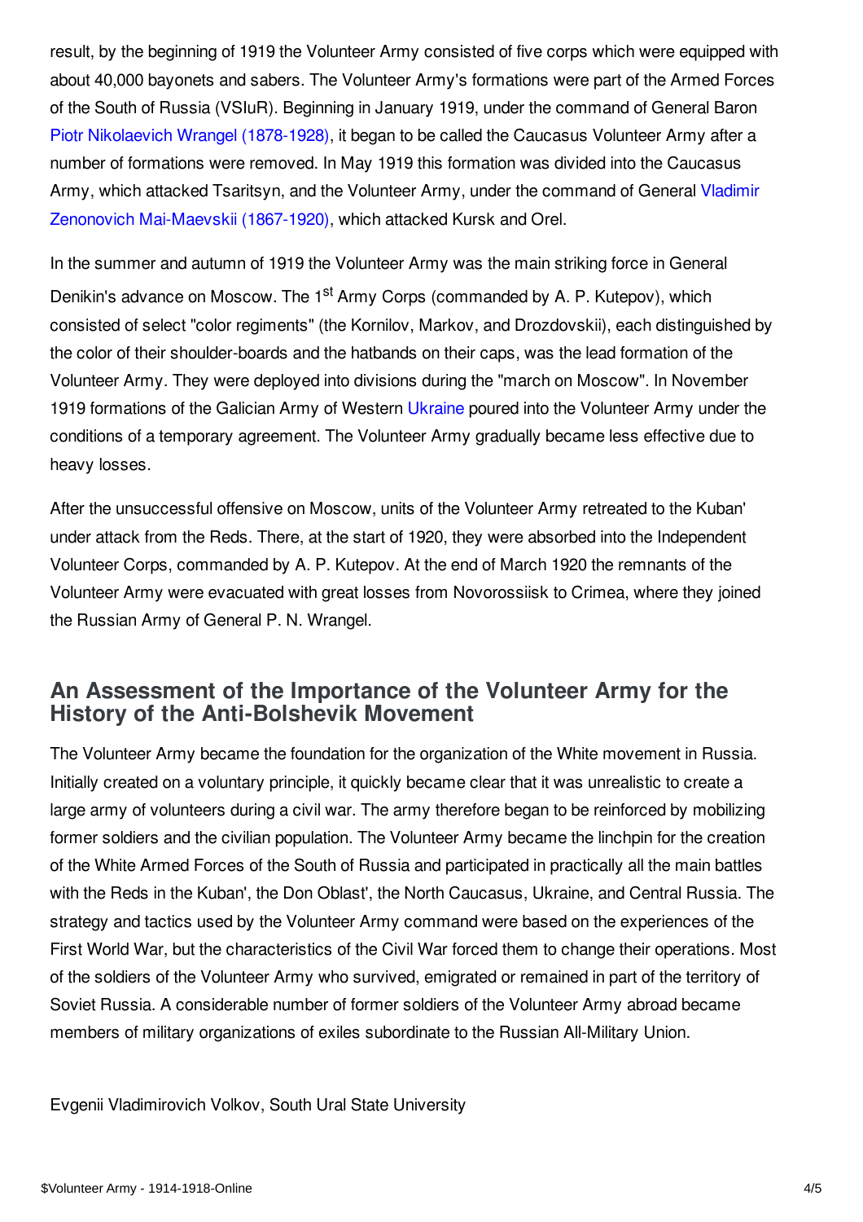result, by the beginning of 1919 the Volunteer Army consisted of five corps which were equipped with about 40,000 bayonets and sabers. The Volunteer Army's formations were part of the Armed Forces of the South of Russia (VSIuR). Beginning in January 1919, under the command of General Baron Piotr Nikolaevich Wrangel (1878-1928), it began to be called the Caucasus Volunteer Army after a number of formations were removed. In May 1919 this formation was divided into the Caucasus Army, which attacked Tsaritsyn, and the Volunteer Army, under the command of General Vladimir Zenonovich Mai-Maevskii (1867-1920), which attacked Kursk and Orel.

In the summer and autumn of 1919 the Volunteer Army was the main striking force in General Denikin's advance on Moscow. The 1st Army Corps (commanded by A. P. Kutepov), which consisted of select "color regiments" (the Kornilov, Markov, and Drozdovskii), each distinguished by the color of their shoulder-boards and the hatbands on their caps, was the lead formation of the Volunteer Army. They were deployed into divisions during the "march on Moscow". In November 1919 formations of the Galician Army of Western Ukraine poured into the Volunteer Army under the conditions of a temporary agreement. The Volunteer Army gradually became less effective due to heavy losses.

After the unsuccessful offensive on Moscow, units of the Volunteer Army retreated to the Kuban' under attack from the Reds. There, at the start of 1920, they were absorbed into the Independent Volunteer Corps, commanded by A. P. Kutepov. At the end of March 1920 the remnants of the Volunteer Army were evacuated with great losses from Novorossiisk to Crimea, where they joined the Russian Army of General P. N. Wrangel.

## An Assessment of the Importance of the Volunteer Army for the History of the Anti-Bolshevik Movement

The Volunteer Army became the foundation for the organization of the White movement in Russia. Initially created on a voluntary principle, it quickly became clear that it was unrealistic to create a large army of volunteers during a civil war. The army therefore began to be reinforced by mobilizing former soldiers and the civilian population. The Volunteer Army became the linchpin for the creation of the White Armed Forces of the South of Russia and participated in practically all the main battles with the Reds in the Kuban', the Don Oblast', the North Caucasus, Ukraine, and Central Russia. The strategy and tactics used by the Volunteer Army command were based on the experiences of the First World War, but the characteristics of the Civil War forced them to change their operations. Most of the soldiers of the Volunteer Army who survived, emigrated or remained in part of the territory of Soviet Russia. A considerable number of former soldiers of the Volunteer Army abroad became members of military organizations of exiles subordinate to the Russian All-Military Union.

Evgenii Vladimirovich Volkov, South Ural State University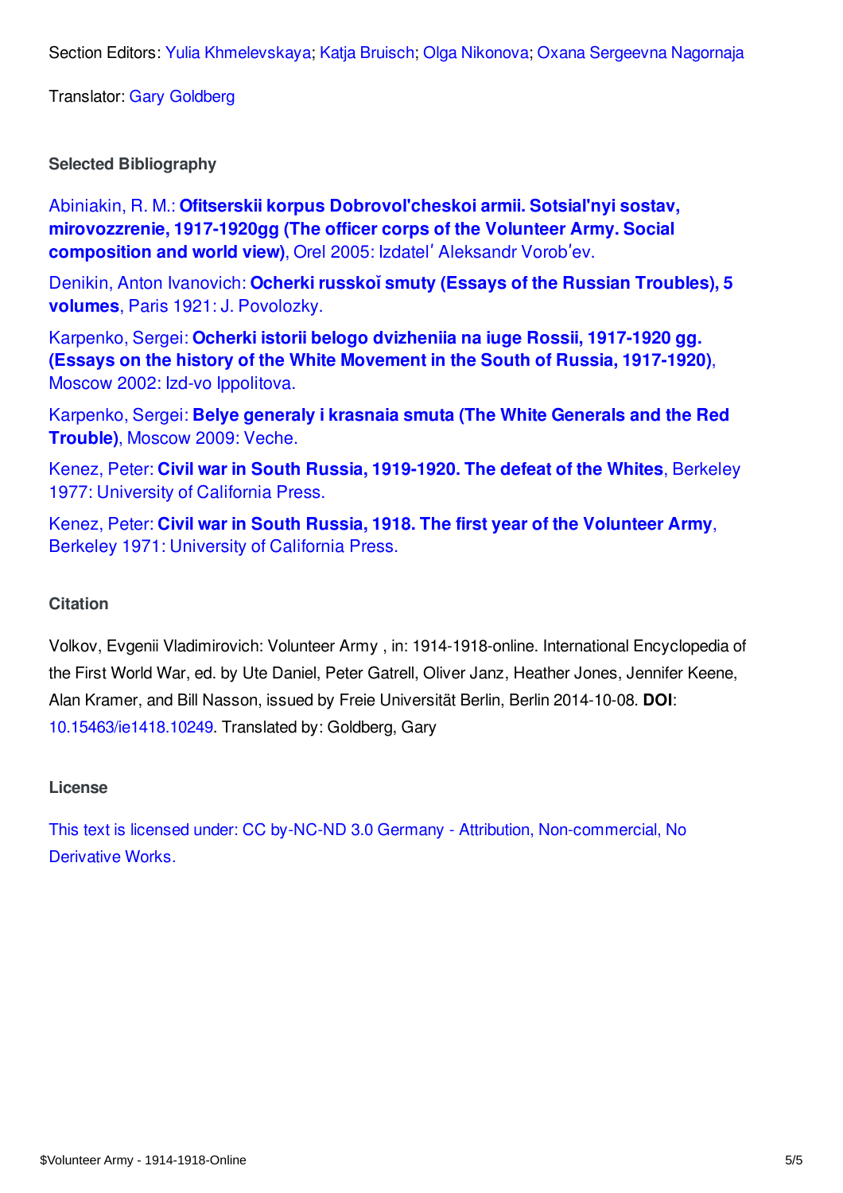Section Editors: Yulia Khmelevskaya; Katja Bruisch; Olga Nikonova; Oxana Sergeevna Nagornaja

Translator: Gary Goldberg

### Selected Bibliography

Abiniakin, R. M.: **Ofitserskii korpus Dobrovol'cheskoi armii. Sotsial'nyi sostav, mirovozzrenie, 1917-1920gg (The officer corps of the Volunteer Army. Social composition and world view)**, Orel 2005: Izdatelʹ Aleksandr Vorobʹev.

Denikin, Anton Ivanovich: **Ocherki russkoĭ smuty (Essays of the Russian Troubles), 5 volumes**, Paris 1921: J. Povolozky.

Karpenko, Sergei: **Ocherki istorii belogo dvizheniia na iuge Rossii, 1917-1920 gg. (Essays on the history of the White Movement in the South of Russia, 1917-1920)**, Moscow 2002: Izd-vo Ippolitova.

Karpenko, Sergei: **Belye generaly i krasnaia smuta (The White Generals and the Red Trouble)**, Moscow 2009: Veche.

Kenez, Peter: **Civil war in South Russia, 1919-1920. The defeat of the Whites**, Berkeley 1977: University of California Press.

Kenez, Peter: **Civil war in South Russia, 1918. The first year of the Volunteer Army**, Berkeley 1971: University of California Press.

### Citation

Volkov, Evgenii Vladimirovich: Volunteer Army , in: 1914-1918-online. International Encyclopedia of the First World War, ed. by Ute Daniel, Peter Gatrell, Oliver Janz, Heather Jones, Jennifer Keene, Alan Kramer, and Bill Nasson, issued by Freie Universität Berlin, Berlin 2014-10-08. **DOI**: 10.15463/ie1418.10249. Translated by: Goldberg, Gary

### License

This text is licensed under: CC by-NC-ND 3.0 Germany - Attribution, Non-commercial, No Derivative Works.